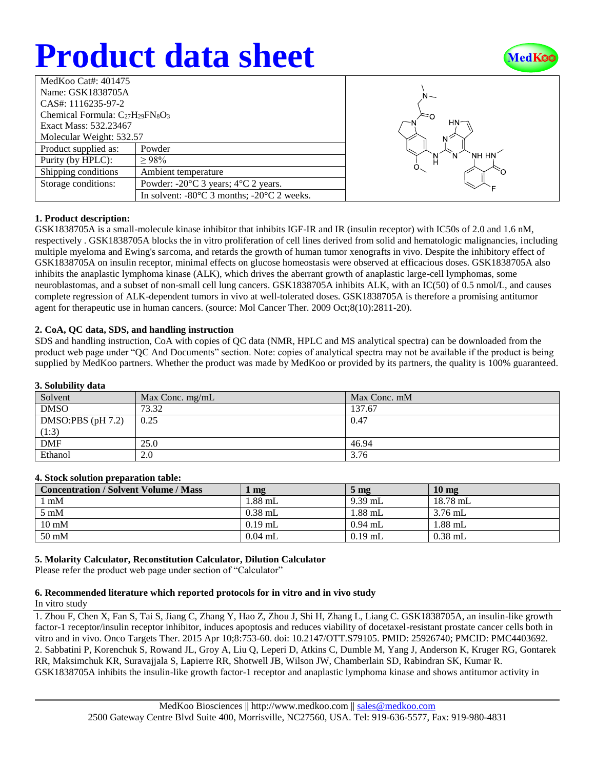# Product data sheet

| MedKoo Cat#: 401475 | |
|---|---|
| Name: GSK1838705A | |
| CAS#: 1116235-97-2 | |
| Chemical Formula: $C_{27}H_{29}FN_8O_3$ | |
| Exact Mass: 532.23467 | |
| Molecular Weight: 532.57 | |
| Product supplied as: | Powder |
| Purity (by HPLC): | ≥ 98% |
| Shipping conditions | Ambient temperature |
| Storage conditions: | Powder: -20°C 3 years; 4°C 2 years. |
| | In solvent: -80°C 3 months; -20°C 2 weeks. |

### 1. Product description:

GSK1838705A is a small-molecule kinase inhibitor that inhibits IGF-IR and IR (insulin receptor) with IC50s of 2.0 and 1.6 nM, respectively . GSK1838705A blocks the in vitro proliferation of cell lines derived from solid and hematologic malignancies, including multiple myeloma and Ewing's sarcoma, and retards the growth of human tumor xenografts in vivo. Despite the inhibitory effect of GSK1838705A on insulin receptor, minimal effects on glucose homeostasis were observed at efficacious doses. GSK1838705A also inhibits the anaplastic lymphoma kinase (ALK), which drives the aberrant growth of anaplastic large-cell lymphomas, some neuroblastomas, and a subset of non-small cell lung cancers. GSK1838705A inhibits ALK, with an IC(50) of 0.5 nmol/L, and causes complete regression of ALK-dependent tumors in vivo at well-tolerated doses. GSK1838705A is therefore a promising antitumor agent for therapeutic use in human cancers. (source: Mol Cancer Ther. 2009 Oct;8(10):2811-20).

### 2. CoA, QC data, SDS, and handling instruction

SDS and handling instruction, CoA with copies of QC data (NMR, HPLC and MS analytical spectra) can be downloaded from the product web page under "QC And Documents" section. Note: copies of analytical spectra may not be available if the product is being supplied by MedKoo partners. Whether the product was made by MedKoo or provided by its partners, the quality is 100% guaranteed.

### 3. Solubility data

| Solvent | Max Conc. mg/mL | Max Conc. mM |
|---|---|---|
| DMSO | 73.32 | 137.67 |
| DMSO:PBS (pH 7.2) (1:3) | 0.25 | 0.47 |
| DMF | 25.0 | 46.94 |
| Ethanol | 2.0 | 3.76 |

### 4. Stock solution preparation table:

| Concentration / Solvent Volume / Mass | 1 mg | 5 mg | 10 mg |
|---|---|---|---|
| 1 mM | 1.88 mL | 9.39 mL | 18.78 mL |
| 5 mM | 0.38 mL | 1.88 mL | 3.76 mL |
| 10 mM | 0.19 mL | 0.94 mL | 1.88 mL |
| 50 mM | 0.04 mL | 0.19 mL | 0.38 mL |

### 5. Molarity Calculator, Reconstitution Calculator, Dilution Calculator

Please refer the product web page under section of "Calculator"

### 6. Recommended literature which reported protocols for in vitro and in vivo study

In vitro study

1. Zhou F, Chen X, Fan S, Tai S, Jiang C, Zhang Y, Hao Z, Zhou J, Shi H, Zhang L, Liang C. GSK1838705A, an insulin-like growth factor-1 receptor/insulin receptor inhibitor, induces apoptosis and reduces viability of docetaxel-resistant prostate cancer cells both in vitro and in vivo. Onco Targets Ther. 2015 Apr 10;8:753-60. doi: 10.2147/OTT.S79105. PMID: 25926740; PMCID: PMC4403692.
2. Sabbatini P, Korenchuk S, Rowand JL, Groy A, Liu Q, Leperi D, Atkins C, Dumble M, Yang J, Anderson K, Kruger RG, Gontarek RR, Maksimchuk KR, Suravajjala S, Lapierre RR, Shotwell JB, Wilson JW, Chamberlain SD, Rabindran SK, Kumar R. GSK1838705A inhibits the insulin-like growth factor-1 receptor and anaplastic lymphoma kinase and shows antitumor activity in

MedKoo Biosciences || http://www.medkoo.com || sales@medkoo.com
2500 Gateway Centre Blvd Suite 400, Morrisville, NC27560, USA. Tel: 919-636-5577, Fax: 919-980-4831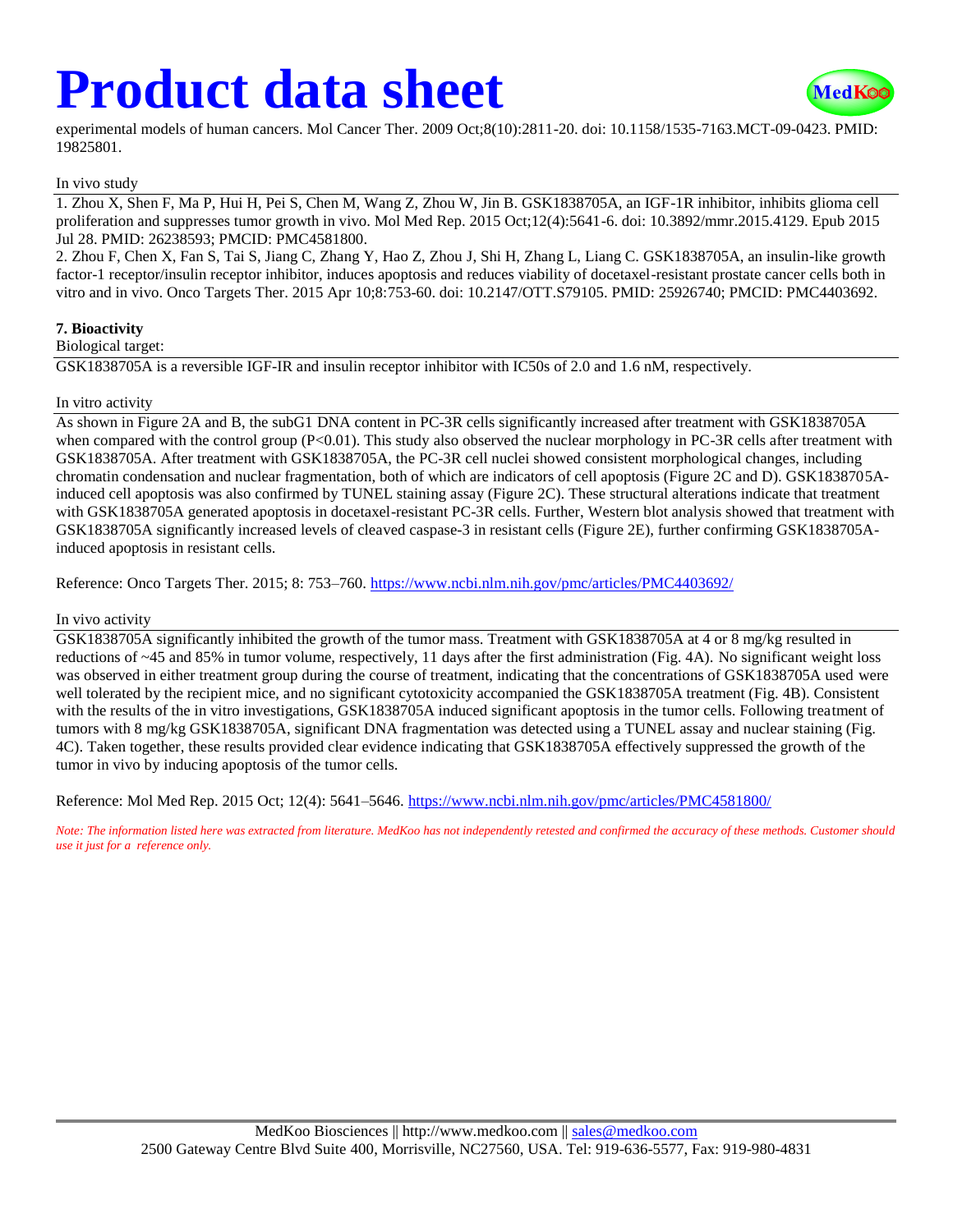experimental models of human cancers. Mol Cancer Ther. 2009 Oct;8(10):2811-20. doi: 10.1158/1535-7163.MCT-09-0423. PMID: 19825801.

In vivo study

1. Zhou X, Shen F, Ma P, Hui H, Pei S, Chen M, Wang Z, Zhou W, Jin B. GSK1838705A, an IGF-1R inhibitor, inhibits glioma cell proliferation and suppresses tumor growth in vivo. Mol Med Rep. 2015 Oct;12(4):5641-6. doi: 10.3892/mmr.2015.4129. Epub 2015 Jul 28. PMID: 26238593; PMCID: PMC4581800.

2. Zhou F, Chen X, Fan S, Tai S, Jiang C, Zhang Y, Hao Z, Zhou J, Shi H, Zhang L, Liang C. GSK1838705A, an insulin-like growth factor-1 receptor/insulin receptor inhibitor, induces apoptosis and reduces viability of docetaxel-resistant prostate cancer cells both in vitro and in vivo. Onco Targets Ther. 2015 Apr 10;8:753-60. doi: 10.2147/OTT.S79105. PMID: 25926740; PMCID: PMC4403692.

**7. Bioactivity**

Biological target:

GSK1838705A is a reversible IGF-IR and insulin receptor inhibitor with IC50s of 2.0 and 1.6 nM, respectively.

In vitro activity

As shown in Figure 2A and B, the subG1 DNA content in PC-3R cells significantly increased after treatment with GSK1838705A when compared with the control group ($P<0.01$). This study also observed the nuclear morphology in PC-3R cells after treatment with GSK1838705A. After treatment with GSK1838705A, the PC-3R cell nuclei showed consistent morphological changes, including chromatin condensation and nuclear fragmentation, both of which are indicators of cell apoptosis (Figure 2C and D). GSK1838705A-induced cell apoptosis was also confirmed by TUNEL staining assay (Figure 2C). These structural alterations indicate that treatment with GSK1838705A generated apoptosis in docetaxel-resistant PC-3R cells. Further, Western blot analysis showed that treatment with GSK1838705A significantly increased levels of cleaved caspase-3 in resistant cells (Figure 2E), further confirming GSK1838705A-induced apoptosis in resistant cells.

Reference: Onco Targets Ther. 2015; 8: 753–760. https://www.ncbi.nlm.nih.gov/pmc/articles/PMC4403692/

In vivo activity

GSK1838705A significantly inhibited the growth of the tumor mass. Treatment with GSK1838705A at 4 or 8 mg/kg resulted in reductions of ~45 and 85% in tumor volume, respectively, 11 days after the first administration (Fig. 4A). No significant weight loss was observed in either treatment group during the course of treatment, indicating that the concentrations of GSK1838705A used were well tolerated by the recipient mice, and no significant cytotoxicity accompanied the GSK1838705A treatment (Fig. 4B). Consistent with the results of the in vitro investigations, GSK1838705A induced significant apoptosis in the tumor cells. Following treatment of tumors with 8 mg/kg GSK1838705A, significant DNA fragmentation was detected using a TUNEL assay and nuclear staining (Fig. 4C). Taken together, these results provided clear evidence indicating that GSK1838705A effectively suppressed the growth of the tumor in vivo by inducing apoptosis of the tumor cells.

Reference: Mol Med Rep. 2015 Oct; 12(4): 5641–5646. https://www.ncbi.nlm.nih.gov/pmc/articles/PMC4581800/

*Note: The information listed here was extracted from literature. MedKoo has not independently retested and confirmed the accuracy of these methods. Customer should use it just for a reference only.*